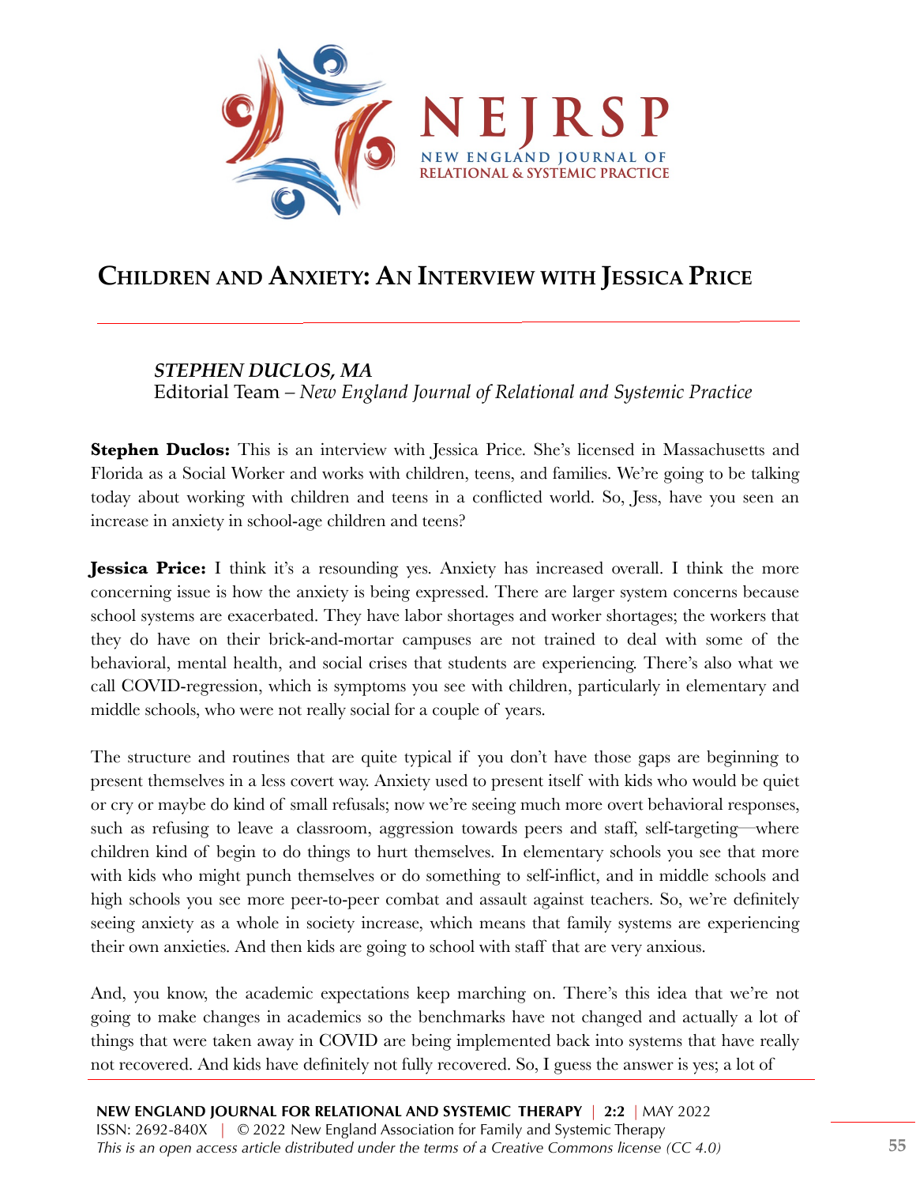# Children and Anxiety: An Interview with Jessica Price

***STEPHEN DUCLOS, MA***
Editorial Team – *New England Journal of Relational and Systemic Practice*

**Stephen Duclos:** This is an interview with Jessica Price. She's licensed in Massachusetts and Florida as a Social Worker and works with children, teens, and families. We're going to be talking today about working with children and teens in a conflicted world. So, Jess, have you seen an increase in anxiety in school-age children and teens?

**Jessica Price:** I think it's a resounding yes. Anxiety has increased overall. I think the more concerning issue is how the anxiety is being expressed. There are larger system concerns because school systems are exacerbated. They have labor shortages and worker shortages; the workers that they do have on their brick-and-mortar campuses are not trained to deal with some of the behavioral, mental health, and social crises that students are experiencing. There's also what we call COVID-regression, which is symptoms you see with children, particularly in elementary and middle schools, who were not really social for a couple of years.

The structure and routines that are quite typical if you don't have those gaps are beginning to present themselves in a less covert way. Anxiety used to present itself with kids who would be quiet or cry or maybe do kind of small refusals; now we're seeing much more overt behavioral responses, such as refusing to leave a classroom, aggression towards peers and staff, self-targeting—where children kind of begin to do things to hurt themselves. In elementary schools you see that more with kids who might punch themselves or do something to self-inflict, and in middle schools and high schools you see more peer-to-peer combat and assault against teachers. So, we're definitely seeing anxiety as a whole in society increase, which means that family systems are experiencing their own anxieties. And then kids are going to school with staff that are very anxious.

And, you know, the academic expectations keep marching on. There's this idea that we're not going to make changes in academics so the benchmarks have not changed and actually a lot of things that were taken away in COVID are being implemented back into systems that have really not recovered. And kids have definitely not fully recovered. So, I guess the answer is yes; a lot of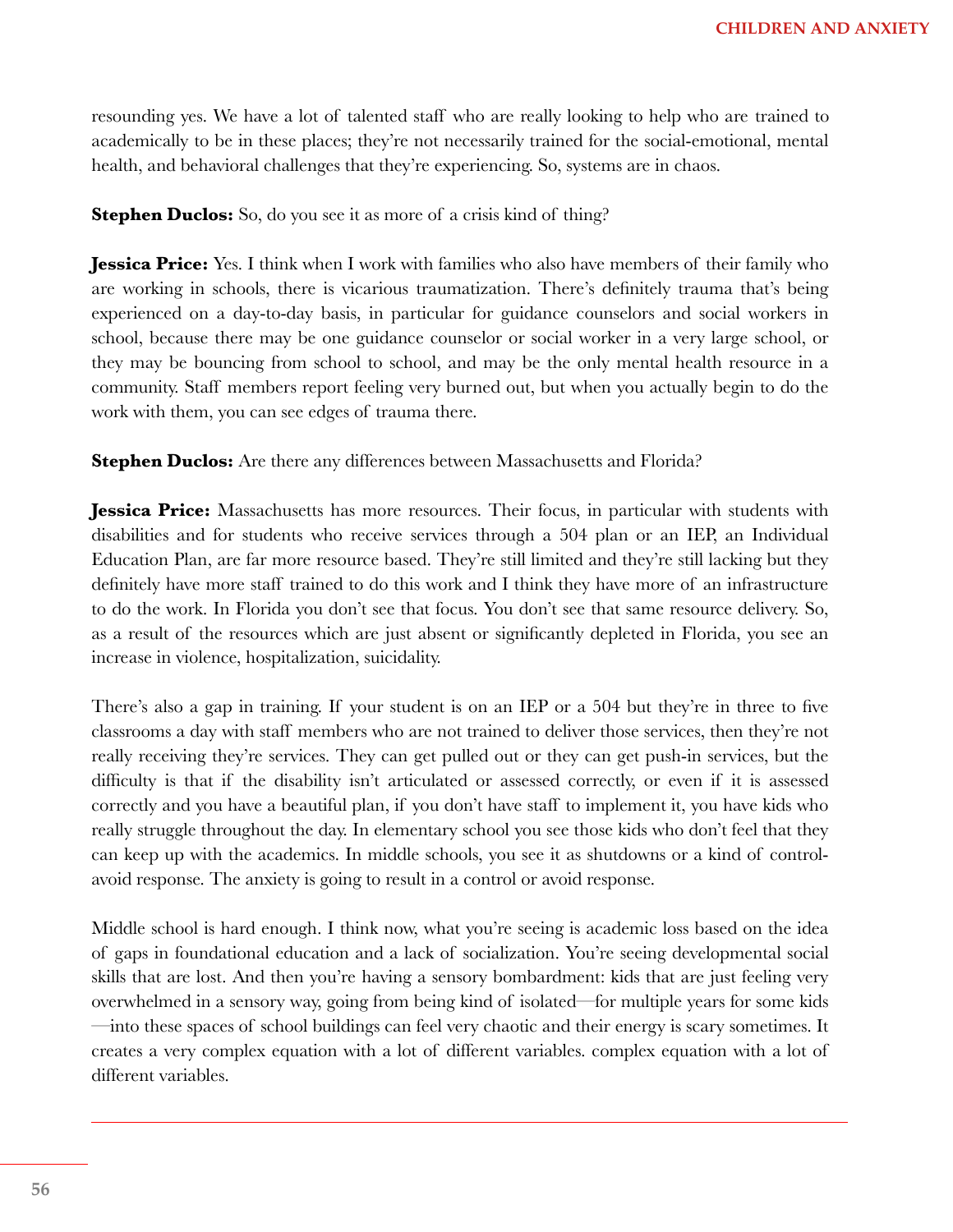resounding yes. We have a lot of talented staff who are really looking to help who are trained to academically to be in these places; they're not necessarily trained for the social-emotional, mental health, and behavioral challenges that they're experiencing. So, systems are in chaos.

**Stephen Duclos:** So, do you see it as more of a crisis kind of thing?

**Jessica Price:** Yes. I think when I work with families who also have members of their family who are working in schools, there is vicarious traumatization. There's definitely trauma that's being experienced on a day-to-day basis, in particular for guidance counselors and social workers in school, because there may be one guidance counselor or social worker in a very large school, or they may be bouncing from school to school, and may be the only mental health resource in a community. Staff members report feeling very burned out, but when you actually begin to do the work with them, you can see edges of trauma there.

**Stephen Duclos:** Are there any differences between Massachusetts and Florida?

**Jessica Price:** Massachusetts has more resources. Their focus, in particular with students with disabilities and for students who receive services through a 504 plan or an IEP, an Individual Education Plan, are far more resource based. They're still limited and they're still lacking but they definitely have more staff trained to do this work and I think they have more of an infrastructure to do the work. In Florida you don't see that focus. You don't see that same resource delivery. So, as a result of the resources which are just absent or significantly depleted in Florida, you see an increase in violence, hospitalization, suicidality.

There's also a gap in training. If your student is on an IEP or a 504 but they're in three to five classrooms a day with staff members who are not trained to deliver those services, then they're not really receiving they're services. They can get pulled out or they can get push-in services, but the difficulty is that if the disability isn't articulated or assessed correctly, or even if it is assessed correctly and you have a beautiful plan, if you don't have staff to implement it, you have kids who really struggle throughout the day. In elementary school you see those kids who don't feel that they can keep up with the academics. In middle schools, you see it as shutdowns or a kind of control-avoid response. The anxiety is going to result in a control or avoid response.

Middle school is hard enough. I think now, what you're seeing is academic loss based on the idea of gaps in foundational education and a lack of socialization. You're seeing developmental social skills that are lost. And then you're having a sensory bombardment: kids that are just feeling very overwhelmed in a sensory way, going from being kind of isolated—for multiple years for some kids—into these spaces of school buildings can feel very chaotic and their energy is scary sometimes. It creates a very complex equation with a lot of different variables. complex equation with a lot of different variables.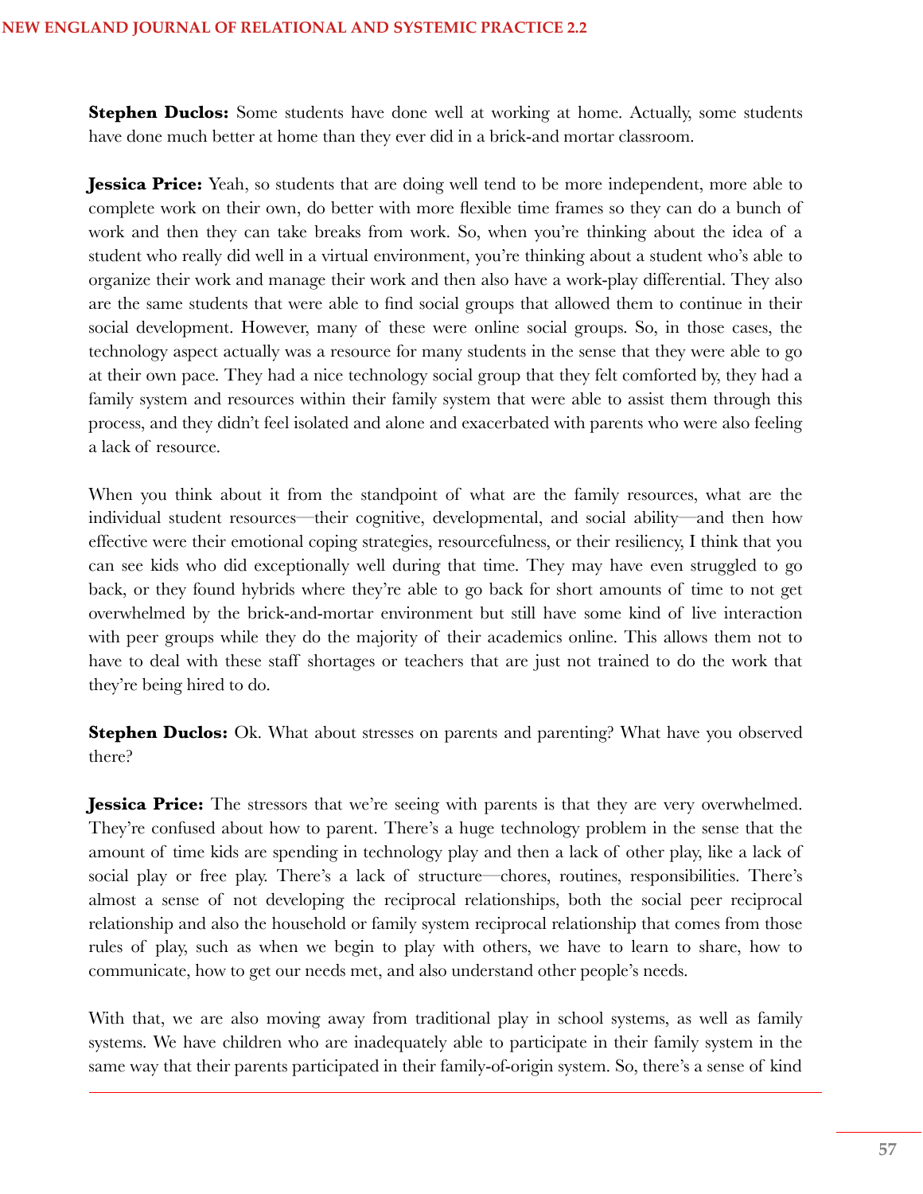**Stephen Duclos:** Some students have done well at working at home. Actually, some students have done much better at home than they ever did in a brick-and mortar classroom.

**Jessica Price:** Yeah, so students that are doing well tend to be more independent, more able to complete work on their own, do better with more flexible time frames so they can do a bunch of work and then they can take breaks from work. So, when you're thinking about the idea of a student who really did well in a virtual environment, you're thinking about a student who's able to organize their work and manage their work and then also have a work-play differential. They also are the same students that were able to find social groups that allowed them to continue in their social development. However, many of these were online social groups. So, in those cases, the technology aspect actually was a resource for many students in the sense that they were able to go at their own pace. They had a nice technology social group that they felt comforted by, they had a family system and resources within their family system that were able to assist them through this process, and they didn't feel isolated and alone and exacerbated with parents who were also feeling a lack of resource.

When you think about it from the standpoint of what are the family resources, what are the individual student resources—their cognitive, developmental, and social ability—and then how effective were their emotional coping strategies, resourcefulness, or their resiliency, I think that you can see kids who did exceptionally well during that time. They may have even struggled to go back, or they found hybrids where they're able to go back for short amounts of time to not get overwhelmed by the brick-and-mortar environment but still have some kind of live interaction with peer groups while they do the majority of their academics online. This allows them not to have to deal with these staff shortages or teachers that are just not trained to do the work that they're being hired to do.

**Stephen Duclos:** Ok. What about stresses on parents and parenting? What have you observed there?

**Jessica Price:** The stressors that we're seeing with parents is that they are very overwhelmed. They're confused about how to parent. There's a huge technology problem in the sense that the amount of time kids are spending in technology play and then a lack of other play, like a lack of social play or free play. There's a lack of structure—chores, routines, responsibilities. There's almost a sense of not developing the reciprocal relationships, both the social peer reciprocal relationship and also the household or family system reciprocal relationship that comes from those rules of play, such as when we begin to play with others, we have to learn to share, how to communicate, how to get our needs met, and also understand other people's needs.

With that, we are also moving away from traditional play in school systems, as well as family systems. We have children who are inadequately able to participate in their family system in the same way that their parents participated in their family-of-origin system. So, there's a sense of kind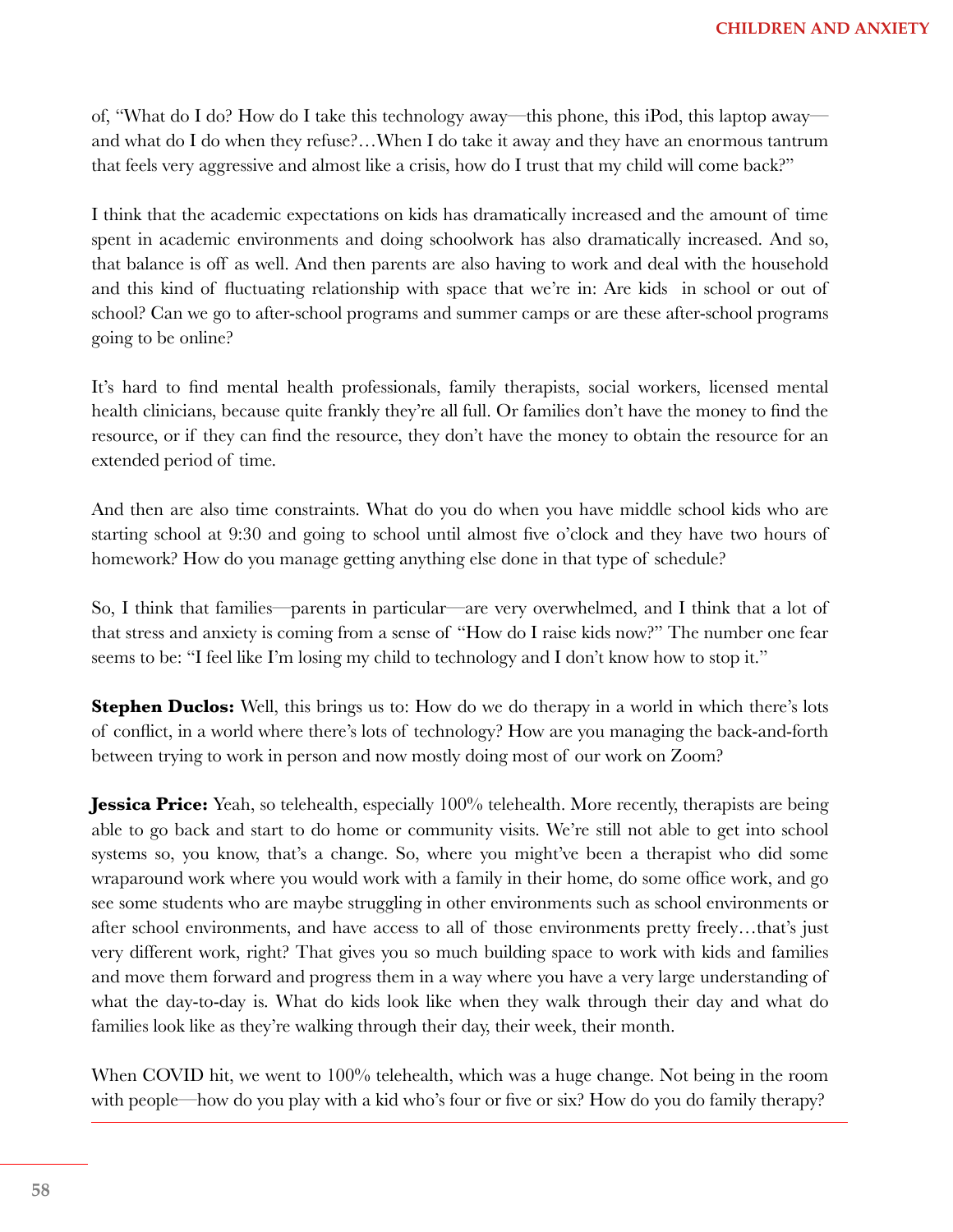of, “What do I do? How do I take this technology away—this phone, this iPod, this laptop away—and what do I do when they refuse?…When I do take it away and they have an enormous tantrum that feels very aggressive and almost like a crisis, how do I trust that my child will come back?”

I think that the academic expectations on kids has dramatically increased and the amount of time spent in academic environments and doing schoolwork has also dramatically increased. And so, that balance is off as well. And then parents are also having to work and deal with the household and this kind of fluctuating relationship with space that we’re in: Are kids in school or out of school? Can we go to after-school programs and summer camps or are these after-school programs going to be online?

It’s hard to find mental health professionals, family therapists, social workers, licensed mental health clinicians, because quite frankly they’re all full. Or families don’t have the money to find the resource, or if they can find the resource, they don’t have the money to obtain the resource for an extended period of time.

And then are also time constraints. What do you do when you have middle school kids who are starting school at 9:30 and going to school until almost five o’clock and they have two hours of homework? How do you manage getting anything else done in that type of schedule?

So, I think that families—parents in particular—are very overwhelmed, and I think that a lot of that stress and anxiety is coming from a sense of “How do I raise kids now?” The number one fear seems to be: “I feel like I’m losing my child to technology and I don’t know how to stop it.”

**Stephen Duclos:** Well, this brings us to: How do we do therapy in a world in which there’s lots of conflict, in a world where there’s lots of technology? How are you managing the back-and-forth between trying to work in person and now mostly doing most of our work on Zoom?

**Jessica Price:** Yeah, so telehealth, especially 100% telehealth. More recently, therapists are being able to go back and start to do home or community visits. We’re still not able to get into school systems so, you know, that’s a change. So, where you might’ve been a therapist who did some wraparound work where you would work with a family in their home, do some office work, and go see some students who are maybe struggling in other environments such as school environments or after school environments, and have access to all of those environments pretty freely…that’s just very different work, right? That gives you so much building space to work with kids and families and move them forward and progress them in a way where you have a very large understanding of what the day-to-day is. What do kids look like when they walk through their day and what do families look like as they’re walking through their day, their week, their month.

When COVID hit, we went to 100% telehealth, which was a huge change. Not being in the room with people—how do you play with a kid who’s four or five or six? How do you do family therapy?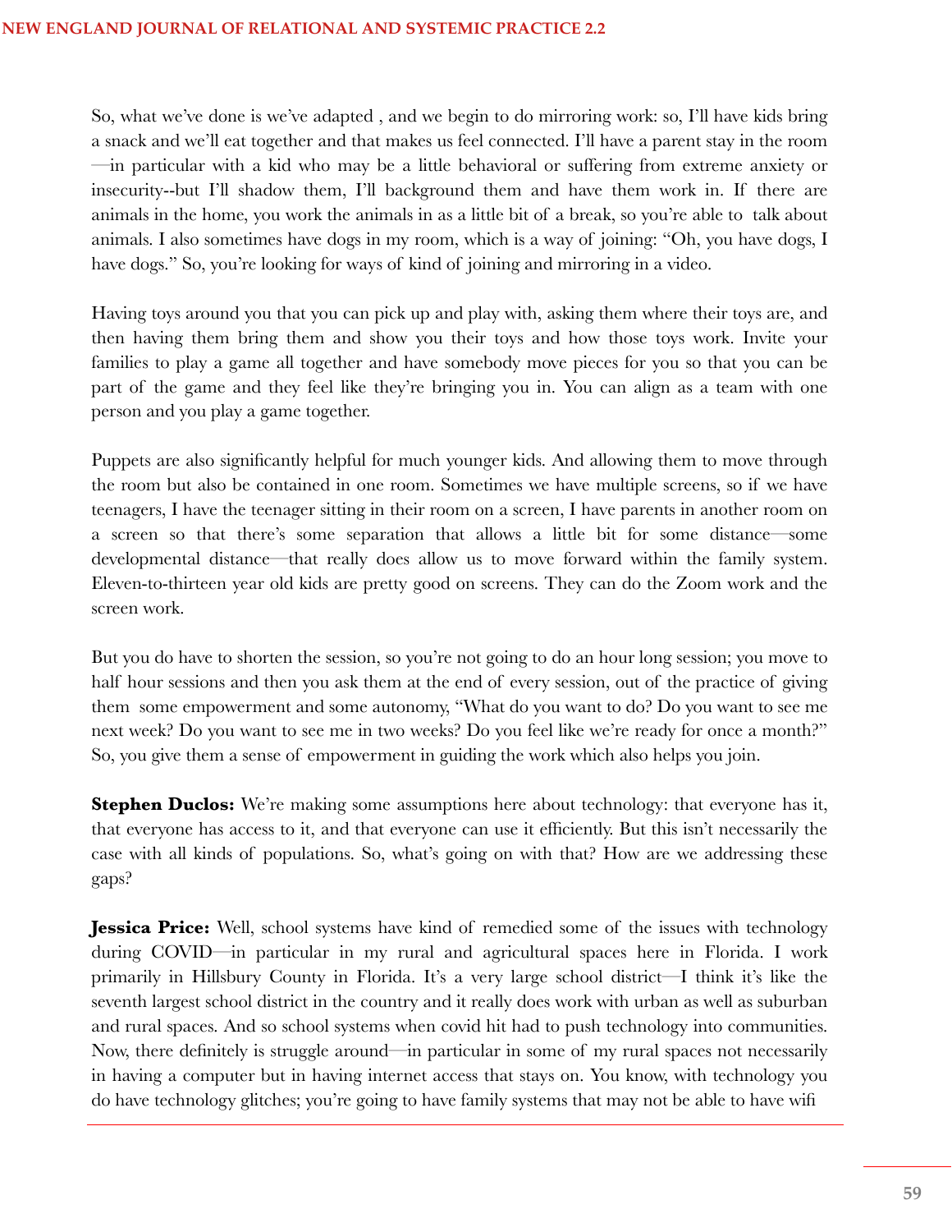So, what we've done is we've adapted , and we begin to do mirroring work: so, I'll have kids bring a snack and we'll eat together and that makes us feel connected. I'll have a parent stay in the room —in particular with a kid who may be a little behavioral or suffering from extreme anxiety or insecurity--but I'll shadow them, I'll background them and have them work in. If there are animals in the home, you work the animals in as a little bit of a break, so you're able to talk about animals. I also sometimes have dogs in my room, which is a way of joining: "Oh, you have dogs, I have dogs." So, you're looking for ways of kind of joining and mirroring in a video.

Having toys around you that you can pick up and play with, asking them where their toys are, and then having them bring them and show you their toys and how those toys work. Invite your families to play a game all together and have somebody move pieces for you so that you can be part of the game and they feel like they're bringing you in. You can align as a team with one person and you play a game together.

Puppets are also significantly helpful for much younger kids. And allowing them to move through the room but also be contained in one room. Sometimes we have multiple screens, so if we have teenagers, I have the teenager sitting in their room on a screen, I have parents in another room on a screen so that there's some separation that allows a little bit for some distance—some developmental distance—that really does allow us to move forward within the family system. Eleven-to-thirteen year old kids are pretty good on screens. They can do the Zoom work and the screen work.

But you do have to shorten the session, so you're not going to do an hour long session; you move to half hour sessions and then you ask them at the end of every session, out of the practice of giving them some empowerment and some autonomy, "What do you want to do? Do you want to see me next week? Do you want to see me in two weeks? Do you feel like we're ready for once a month?" So, you give them a sense of empowerment in guiding the work which also helps you join.

**Stephen Duclos:** We're making some assumptions here about technology: that everyone has it, that everyone has access to it, and that everyone can use it efficiently. But this isn't necessarily the case with all kinds of populations. So, what's going on with that? How are we addressing these gaps?

**Jessica Price:** Well, school systems have kind of remedied some of the issues with technology during COVID—in particular in my rural and agricultural spaces here in Florida. I work primarily in Hillsbury County in Florida. It's a very large school district—I think it's like the seventh largest school district in the country and it really does work with urban as well as suburban and rural spaces. And so school systems when covid hit had to push technology into communities. Now, there definitely is struggle around—in particular in some of my rural spaces not necessarily in having a computer but in having internet access that stays on. You know, with technology you do have technology glitches; you're going to have family systems that may not be able to have wifi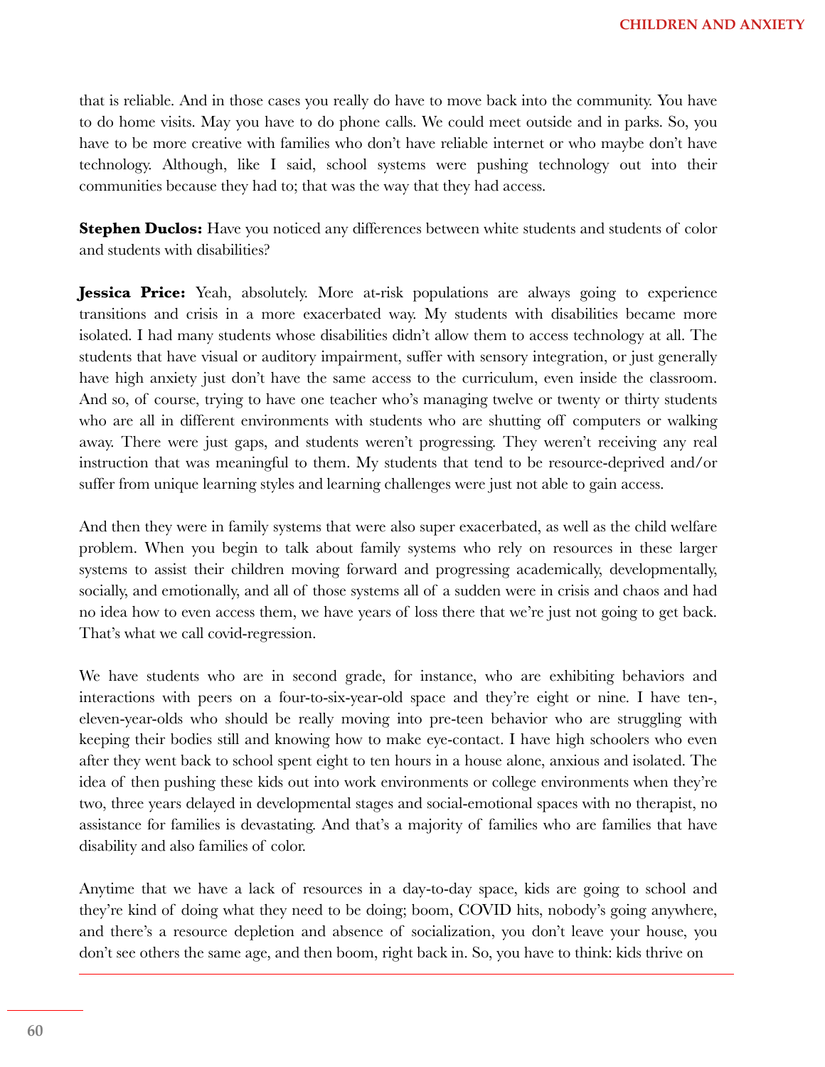that is reliable. And in those cases you really do have to move back into the community. You have to do home visits. May you have to do phone calls. We could meet outside and in parks. So, you have to be more creative with families who don't have reliable internet or who maybe don't have technology. Although, like I said, school systems were pushing technology out into their communities because they had to; that was the way that they had access.

**Stephen Duclos:** Have you noticed any differences between white students and students of color and students with disabilities?

**Jessica Price:** Yeah, absolutely. More at-risk populations are always going to experience transitions and crisis in a more exacerbated way. My students with disabilities became more isolated. I had many students whose disabilities didn't allow them to access technology at all. The students that have visual or auditory impairment, suffer with sensory integration, or just generally have high anxiety just don't have the same access to the curriculum, even inside the classroom. And so, of course, trying to have one teacher who's managing twelve or twenty or thirty students who are all in different environments with students who are shutting off computers or walking away. There were just gaps, and students weren't progressing. They weren't receiving any real instruction that was meaningful to them. My students that tend to be resource-deprived and/or suffer from unique learning styles and learning challenges were just not able to gain access.

And then they were in family systems that were also super exacerbated, as well as the child welfare problem. When you begin to talk about family systems who rely on resources in these larger systems to assist their children moving forward and progressing academically, developmentally, socially, and emotionally, and all of those systems all of a sudden were in crisis and chaos and had no idea how to even access them, we have years of loss there that we're just not going to get back. That's what we call covid-regression.

We have students who are in second grade, for instance, who are exhibiting behaviors and interactions with peers on a four-to-six-year-old space and they're eight or nine. I have ten-, eleven-year-olds who should be really moving into pre-teen behavior who are struggling with keeping their bodies still and knowing how to make eye-contact. I have high schoolers who even after they went back to school spent eight to ten hours in a house alone, anxious and isolated. The idea of then pushing these kids out into work environments or college environments when they're two, three years delayed in developmental stages and social-emotional spaces with no therapist, no assistance for families is devastating. And that's a majority of families who are families that have disability and also families of color.

Anytime that we have a lack of resources in a day-to-day space, kids are going to school and they're kind of doing what they need to be doing; boom, COVID hits, nobody's going anywhere, and there's a resource depletion and absence of socialization, you don't leave your house, you don't see others the same age, and then boom, right back in. So, you have to think: kids thrive on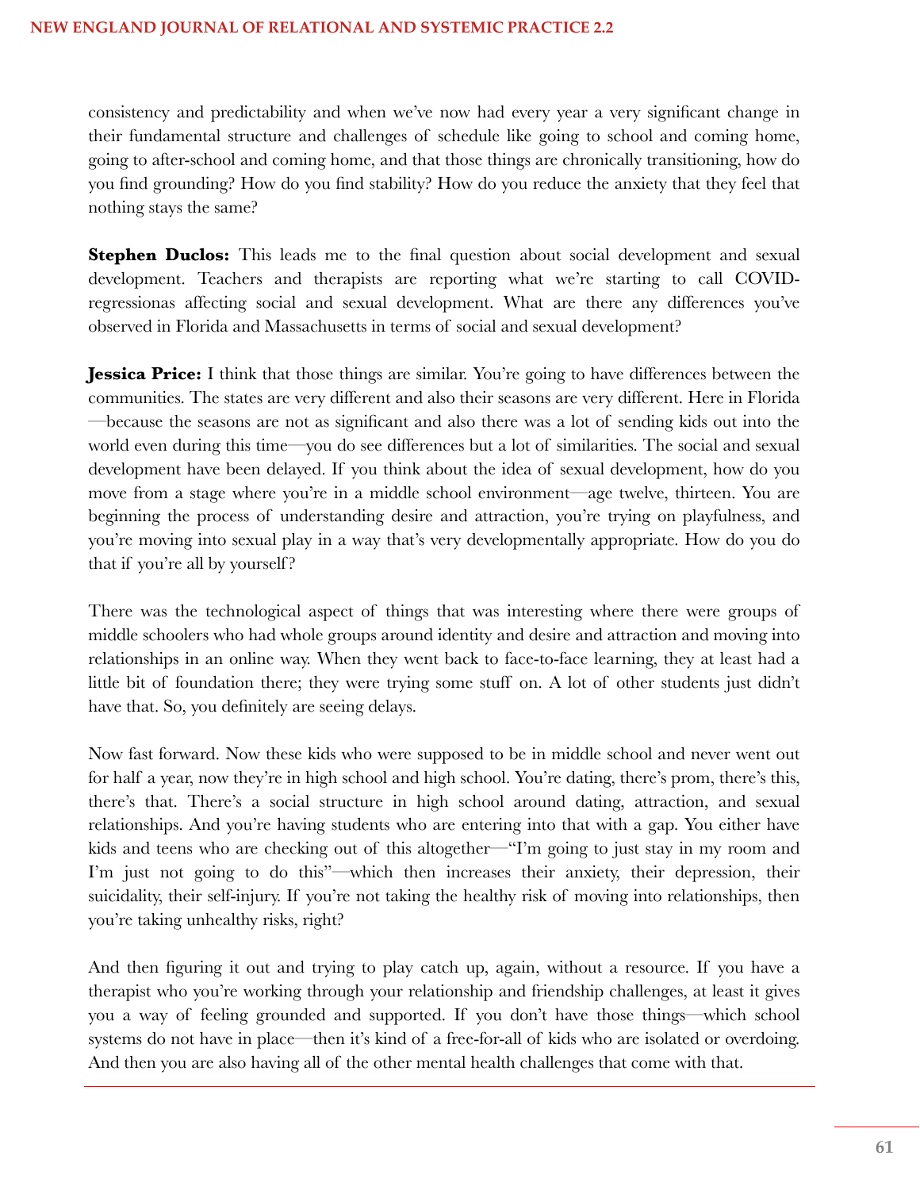consistency and predictability and when we've now had every year a very significant change in their fundamental structure and challenges of schedule like going to school and coming home, going to after-school and coming home, and that those things are chronically transitioning, how do you find grounding? How do you find stability? How do you reduce the anxiety that they feel that nothing stays the same?

**Stephen Duclos:** This leads me to the final question about social development and sexual development. Teachers and therapists are reporting what we're starting to call COVID-regressionas affecting social and sexual development. What are there any differences you've observed in Florida and Massachusetts in terms of social and sexual development?

**Jessica Price:** I think that those things are similar. You're going to have differences between the communities. The states are very different and also their seasons are very different. Here in Florida—because the seasons are not as significant and also there was a lot of sending kids out into the world even during this time—you do see differences but a lot of similarities. The social and sexual development have been delayed. If you think about the idea of sexual development, how do you move from a stage where you're in a middle school environment—age twelve, thirteen. You are beginning the process of understanding desire and attraction, you're trying on playfulness, and you're moving into sexual play in a way that's very developmentally appropriate. How do you do that if you're all by yourself?

There was the technological aspect of things that was interesting where there were groups of middle schoolers who had whole groups around identity and desire and attraction and moving into relationships in an online way. When they went back to face-to-face learning, they at least had a little bit of foundation there; they were trying some stuff on. A lot of other students just didn't have that. So, you definitely are seeing delays.

Now fast forward. Now these kids who were supposed to be in middle school and never went out for half a year, now they're in high school and high school. You're dating, there's prom, there's this, there's that. There's a social structure in high school around dating, attraction, and sexual relationships. And you're having students who are entering into that with a gap. You either have kids and teens who are checking out of this altogether—"I'm going to just stay in my room and I'm just not going to do this"—which then increases their anxiety, their depression, their suicidality, their self-injury. If you're not taking the healthy risk of moving into relationships, then you're taking unhealthy risks, right?

And then figuring it out and trying to play catch up, again, without a resource. If you have a therapist who you're working through your relationship and friendship challenges, at least it gives you a way of feeling grounded and supported. If you don't have those things—which school systems do not have in place—then it's kind of a free-for-all of kids who are isolated or overdoing. And then you are also having all of the other mental health challenges that come with that.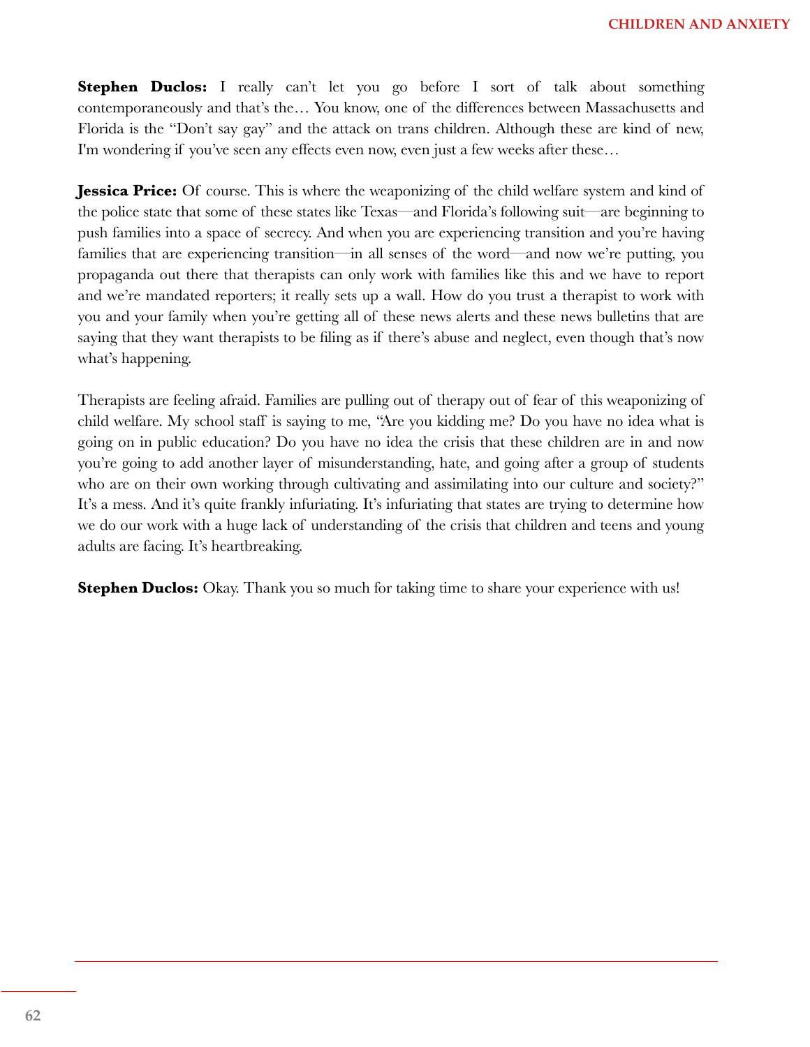**Stephen Duclos:** I really can't let you go before I sort of talk about something contemporaneously and that's the… You know, one of the differences between Massachusetts and Florida is the "Don't say gay" and the attack on trans children. Although these are kind of new, I'm wondering if you've seen any effects even now, even just a few weeks after these…

**Jessica Price:** Of course. This is where the weaponizing of the child welfare system and kind of the police state that some of these states like Texas—and Florida's following suit—are beginning to push families into a space of secrecy. And when you are experiencing transition and you're having families that are experiencing transition—in all senses of the word—and now we're putting, you propaganda out there that therapists can only work with families like this and we have to report and we're mandated reporters; it really sets up a wall. How do you trust a therapist to work with you and your family when you're getting all of these news alerts and these news bulletins that are saying that they want therapists to be filing as if there's abuse and neglect, even though that's now what's happening.

Therapists are feeling afraid. Families are pulling out of therapy out of fear of this weaponizing of child welfare. My school staff is saying to me, "Are you kidding me? Do you have no idea what is going on in public education? Do you have no idea the crisis that these children are in and now you're going to add another layer of misunderstanding, hate, and going after a group of students who are on their own working through cultivating and assimilating into our culture and society?" It's a mess. And it's quite frankly infuriating. It's infuriating that states are trying to determine how we do our work with a huge lack of understanding of the crisis that children and teens and young adults are facing. It's heartbreaking.

**Stephen Duclos:** Okay. Thank you so much for taking time to share your experience with us!